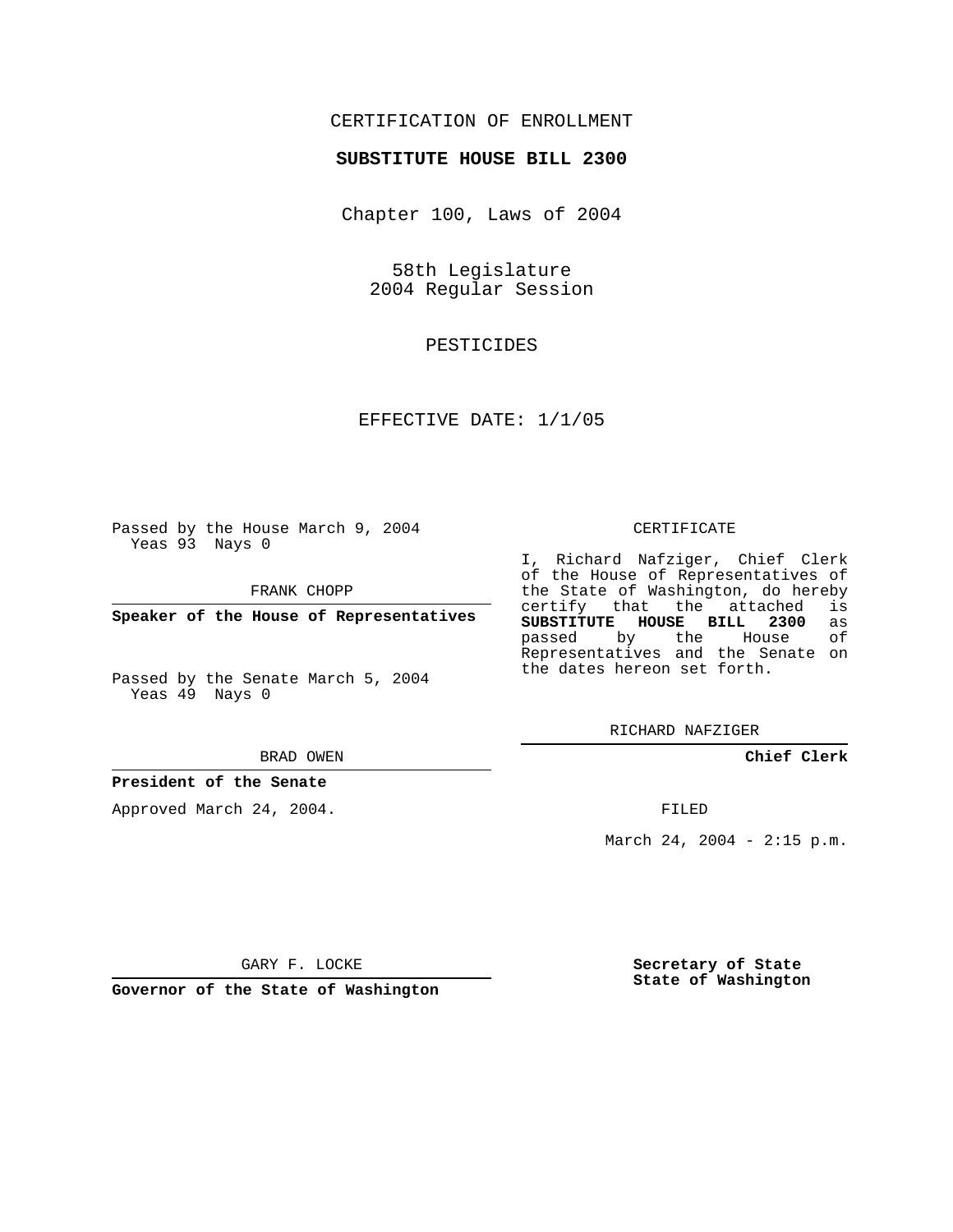CERTIFICATION OF ENROLLMENT

**SUBSTITUTE HOUSE BILL 2300**

Chapter 100, Laws of 2004

58th Legislature
2004 Regular Session

PESTICIDES

EFFECTIVE DATE: 1/1/05

Passed by the House March 9, 2004
Yeas 93 Nays 0

FRANK CHOPP

**Speaker of the House of Representatives**

Passed by the Senate March 5, 2004
Yeas 49 Nays 0

BRAD OWEN

**President of the Senate**

Approved March 24, 2004.

GARY F. LOCKE

**Governor of the State of Washington**

CERTIFICATE

I, Richard Nafziger, Chief Clerk of the House of Representatives of the State of Washington, do hereby certify that the attached is **SUBSTITUTE HOUSE BILL 2300** as passed by the House of Representatives and the Senate on the dates hereon set forth.

RICHARD NAFZIGER

**Chief Clerk**

FILED

March 24, 2004 - 2:15 p.m.

**Secretary of State**
**State of Washington**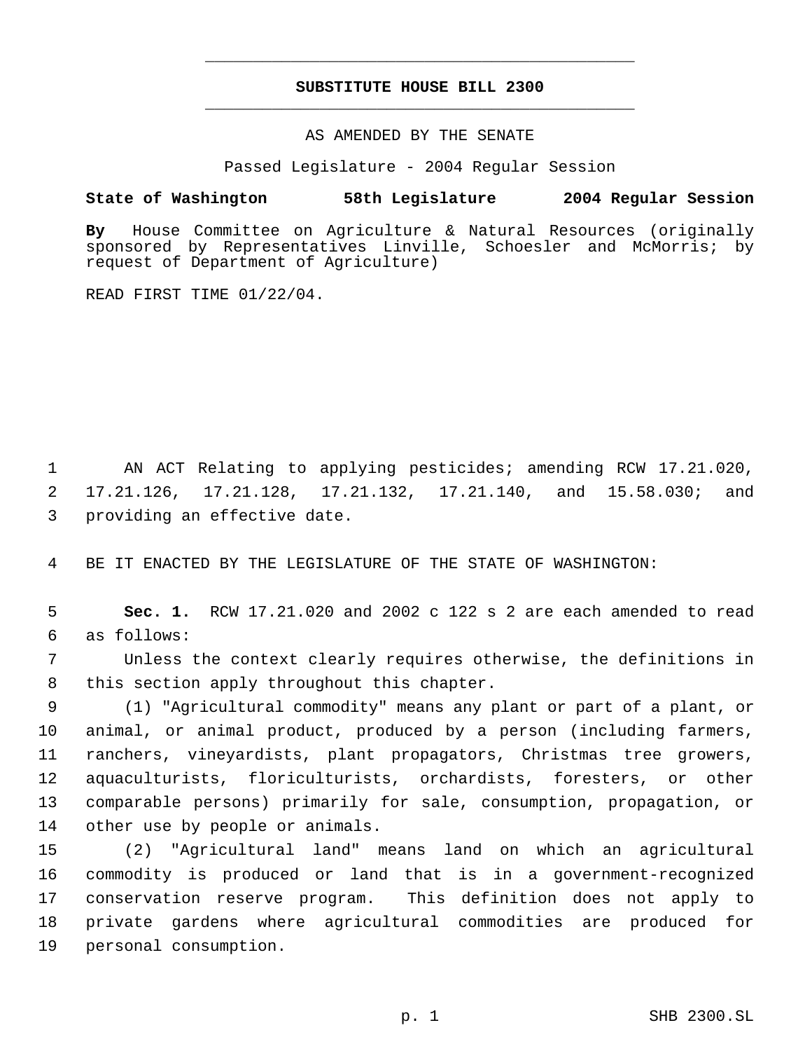# SUBSTITUTE HOUSE BILL 2300

AS AMENDED BY THE SENATE

Passed Legislature - 2004 Regular Session

**State of Washington 58th Legislature 2004 Regular Session**

**By** House Committee on Agriculture & Natural Resources (originally sponsored by Representatives Linville, Schoesler and McMorris; by request of Department of Agriculture)

READ FIRST TIME 01/22/04.

AN ACT Relating to applying pesticides; amending RCW 17.21.020, 17.21.126, 17.21.128, 17.21.132, 17.21.140, and 15.58.030; and providing an effective date.

BE IT ENACTED BY THE LEGISLATURE OF THE STATE OF WASHINGTON:

**Sec. 1.** RCW 17.21.020 and 2002 c 122 s 2 are each amended to read as follows:

Unless the context clearly requires otherwise, the definitions in this section apply throughout this chapter.

(1) "Agricultural commodity" means any plant or part of a plant, or animal, or animal product, produced by a person (including farmers, ranchers, vineyardists, plant propagators, Christmas tree growers, aquaculturists, floriculturists, orchardists, foresters, or other comparable persons) primarily for sale, consumption, propagation, or other use by people or animals.

(2) "Agricultural land" means land on which an agricultural commodity is produced or land that is in a government-recognized conservation reserve program. This definition does not apply to private gardens where agricultural commodities are produced for personal consumption.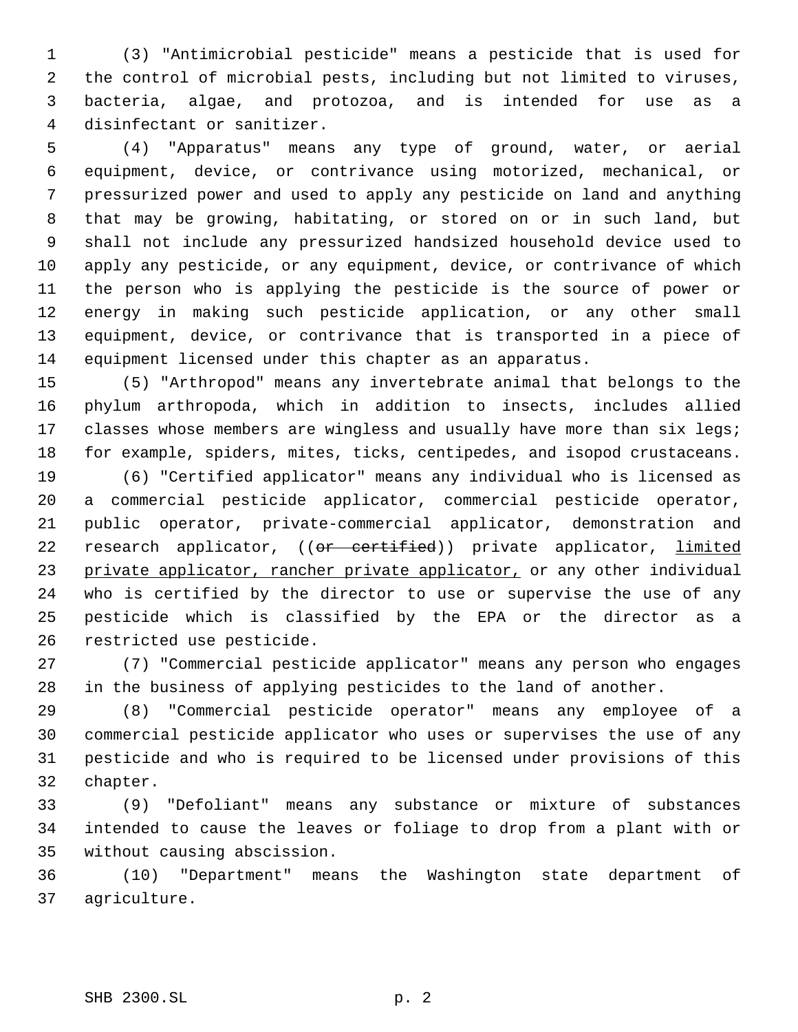(3) "Antimicrobial pesticide" means a pesticide that is used for the control of microbial pests, including but not limited to viruses, bacteria, algae, and protozoa, and is intended for use as a disinfectant or sanitizer.

(4) "Apparatus" means any type of ground, water, or aerial equipment, device, or contrivance using motorized, mechanical, or pressurized power and used to apply any pesticide on land and anything that may be growing, habitating, or stored on or in such land, but shall not include any pressurized handsized household device used to apply any pesticide, or any equipment, device, or contrivance of which the person who is applying the pesticide is the source of power or energy in making such pesticide application, or any other small equipment, device, or contrivance that is transported in a piece of equipment licensed under this chapter as an apparatus.

(5) "Arthropod" means any invertebrate animal that belongs to the phylum arthropoda, which in addition to insects, includes allied classes whose members are wingless and usually have more than six legs; for example, spiders, mites, ticks, centipedes, and isopod crustaceans.

(6) "Certified applicator" means any individual who is licensed as a commercial pesticide applicator, commercial pesticide operator, public operator, private-commercial applicator, demonstration and research applicator, ((~~or certified~~)) private applicator, <u>limited private applicator, rancher private applicator,</u> or any other individual who is certified by the director to use or supervise the use of any pesticide which is classified by the EPA or the director as a restricted use pesticide.

(7) "Commercial pesticide applicator" means any person who engages in the business of applying pesticides to the land of another.

(8) "Commercial pesticide operator" means any employee of a commercial pesticide applicator who uses or supervises the use of any pesticide and who is required to be licensed under provisions of this chapter.

(9) "Defoliant" means any substance or mixture of substances intended to cause the leaves or foliage to drop from a plant with or without causing abscission.

(10) "Department" means the Washington state department of agriculture.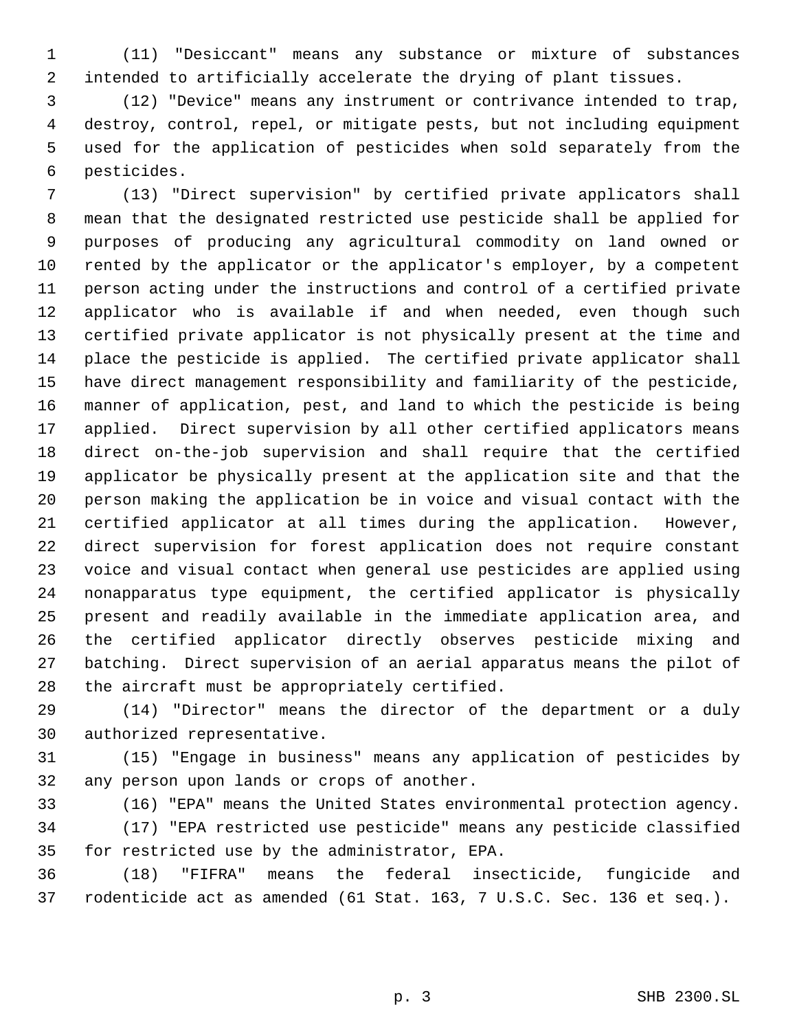(11) "Desiccant" means any substance or mixture of substances intended to artificially accelerate the drying of plant tissues.

(12) "Device" means any instrument or contrivance intended to trap, destroy, control, repel, or mitigate pests, but not including equipment used for the application of pesticides when sold separately from the pesticides.

(13) "Direct supervision" by certified private applicators shall mean that the designated restricted use pesticide shall be applied for purposes of producing any agricultural commodity on land owned or rented by the applicator or the applicator's employer, by a competent person acting under the instructions and control of a certified private applicator who is available if and when needed, even though such certified private applicator is not physically present at the time and place the pesticide is applied. The certified private applicator shall have direct management responsibility and familiarity of the pesticide, manner of application, pest, and land to which the pesticide is being applied. Direct supervision by all other certified applicators means direct on-the-job supervision and shall require that the certified applicator be physically present at the application site and that the person making the application be in voice and visual contact with the certified applicator at all times during the application. However, direct supervision for forest application does not require constant voice and visual contact when general use pesticides are applied using nonapparatus type equipment, the certified applicator is physically present and readily available in the immediate application area, and the certified applicator directly observes pesticide mixing and batching. Direct supervision of an aerial apparatus means the pilot of the aircraft must be appropriately certified.

(14) "Director" means the director of the department or a duly authorized representative.

(15) "Engage in business" means any application of pesticides by any person upon lands or crops of another.

(16) "EPA" means the United States environmental protection agency.

(17) "EPA restricted use pesticide" means any pesticide classified for restricted use by the administrator, EPA.

(18) "FIFRA" means the federal insecticide, fungicide and rodenticide act as amended (61 Stat. 163, 7 U.S.C. Sec. 136 et seq.).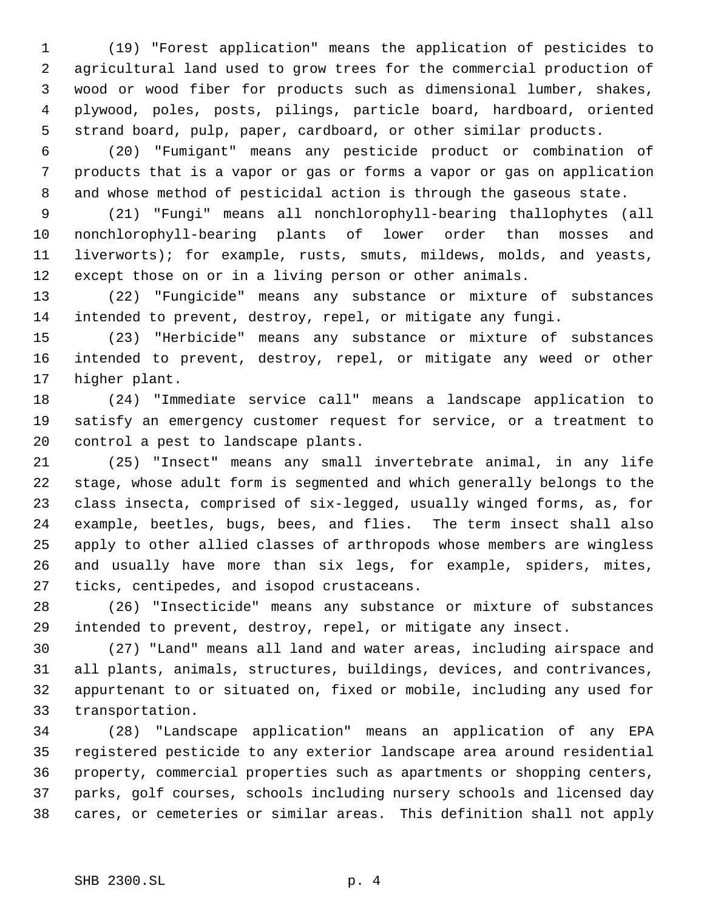(19) "Forest application" means the application of pesticides to agricultural land used to grow trees for the commercial production of wood or wood fiber for products such as dimensional lumber, shakes, plywood, poles, posts, pilings, particle board, hardboard, oriented strand board, pulp, paper, cardboard, or other similar products.

(20) "Fumigant" means any pesticide product or combination of products that is a vapor or gas or forms a vapor or gas on application and whose method of pesticidal action is through the gaseous state.

(21) "Fungi" means all nonchlorophyll-bearing thallophytes (all nonchlorophyll-bearing plants of lower order than mosses and liverworts); for example, rusts, smuts, mildews, molds, and yeasts, except those on or in a living person or other animals.

(22) "Fungicide" means any substance or mixture of substances intended to prevent, destroy, repel, or mitigate any fungi.

(23) "Herbicide" means any substance or mixture of substances intended to prevent, destroy, repel, or mitigate any weed or other higher plant.

(24) "Immediate service call" means a landscape application to satisfy an emergency customer request for service, or a treatment to control a pest to landscape plants.

(25) "Insect" means any small invertebrate animal, in any life stage, whose adult form is segmented and which generally belongs to the class insecta, comprised of six-legged, usually winged forms, as, for example, beetles, bugs, bees, and flies. The term insect shall also apply to other allied classes of arthropods whose members are wingless and usually have more than six legs, for example, spiders, mites, ticks, centipedes, and isopod crustaceans.

(26) "Insecticide" means any substance or mixture of substances intended to prevent, destroy, repel, or mitigate any insect.

(27) "Land" means all land and water areas, including airspace and all plants, animals, structures, buildings, devices, and contrivances, appurtenant to or situated on, fixed or mobile, including any used for transportation.

(28) "Landscape application" means an application of any EPA registered pesticide to any exterior landscape area around residential property, commercial properties such as apartments or shopping centers, parks, golf courses, schools including nursery schools and licensed day cares, or cemeteries or similar areas. This definition shall not apply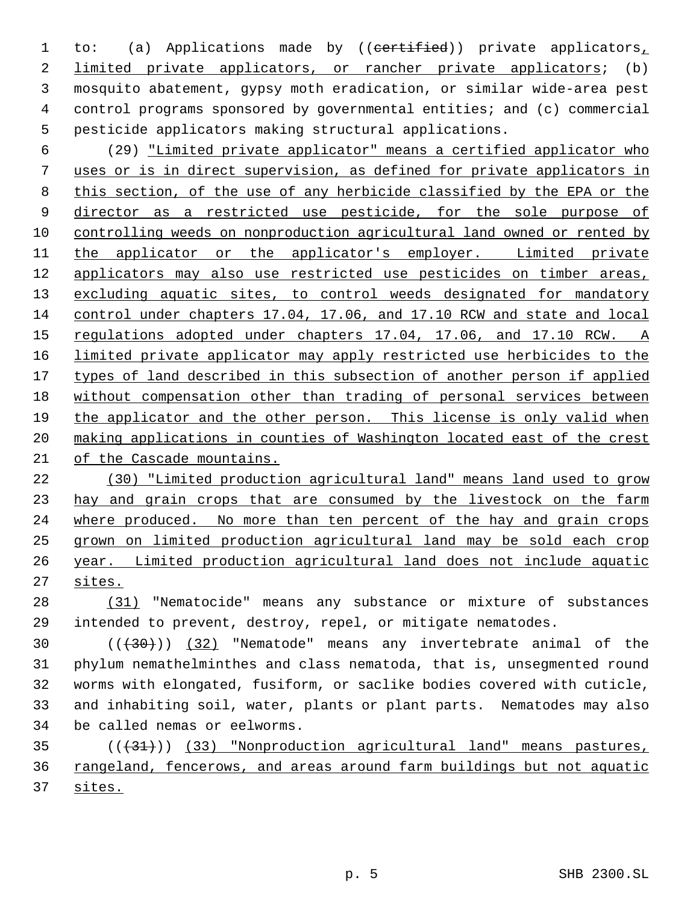to: (a) Applications made by ((~~certified~~)) private applicators, limited private applicators, or rancher private applicators; (b) mosquito abatement, gypsy moth eradication, or similar wide-area pest control programs sponsored by governmental entities; and (c) commercial pesticide applicators making structural applications.

(29) "Limited private applicator" means a certified applicator who uses or is in direct supervision, as defined for private applicators in this section, of the use of any herbicide classified by the EPA or the director as a restricted use pesticide, for the sole purpose of controlling weeds on nonproduction agricultural land owned or rented by the applicator or the applicator's employer. Limited private applicators may also use restricted use pesticides on timber areas, excluding aquatic sites, to control weeds designated for mandatory control under chapters 17.04, 17.06, and 17.10 RCW and state and local regulations adopted under chapters 17.04, 17.06, and 17.10 RCW. A limited private applicator may apply restricted use herbicides to the types of land described in this subsection of another person if applied without compensation other than trading of personal services between the applicator and the other person. This license is only valid when making applications in counties of Washington located east of the crest of the Cascade mountains.

(30) "Limited production agricultural land" means land used to grow hay and grain crops that are consumed by the livestock on the farm where produced. No more than ten percent of the hay and grain crops grown on limited production agricultural land may be sold each crop year. Limited production agricultural land does not include aquatic sites.

(31) "Nematocide" means any substance or mixture of substances intended to prevent, destroy, repel, or mitigate nematodes.

((~~(30)~~)) (32) "Nematode" means any invertebrate animal of the phylum nemathelminthes and class nematoda, that is, unsegmented round worms with elongated, fusiform, or saclike bodies covered with cuticle, and inhabiting soil, water, plants or plant parts. Nematodes may also be called nemas or eelworms.

((~~(31)~~)) (33) "Nonproduction agricultural land" means pastures, rangeland, fencerows, and areas around farm buildings but not aquatic sites.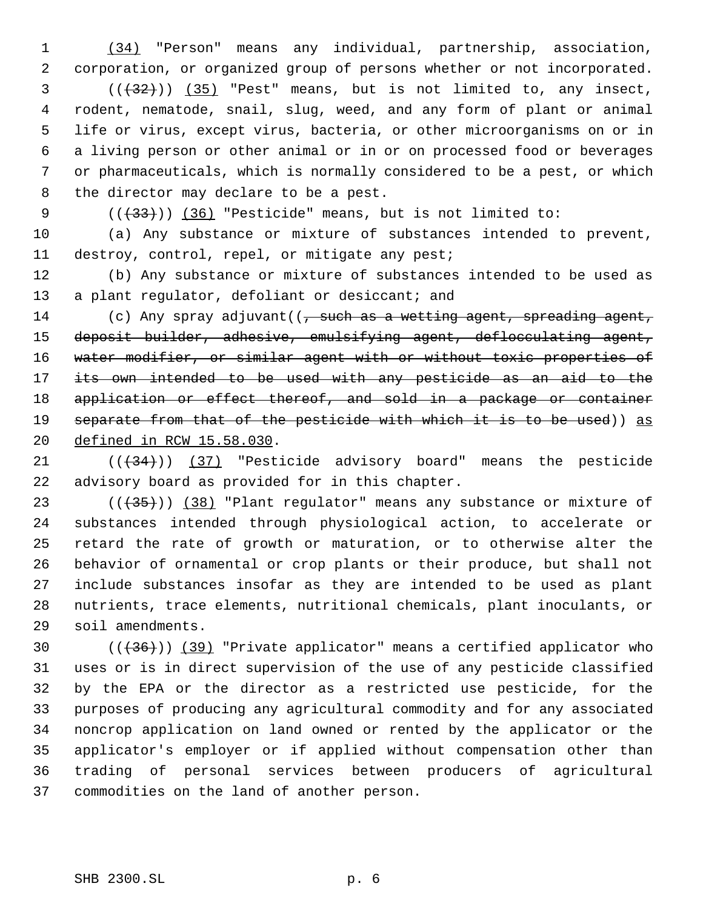(34) "Person" means any individual, partnership, association, corporation, or organized group of persons whether or not incorporated.

(((32))) (35) "Pest" means, but is not limited to, any insect, rodent, nematode, snail, slug, weed, and any form of plant or animal life or virus, except virus, bacteria, or other microorganisms on or in a living person or other animal or in or on processed food or beverages or pharmaceuticals, which is normally considered to be a pest, or which the director may declare to be a pest.

(((33))) (36) "Pesticide" means, but is not limited to:

(a) Any substance or mixture of substances intended to prevent, destroy, control, repel, or mitigate any pest;

(b) Any substance or mixture of substances intended to be used as a plant regulator, defoliant or desiccant; and

(c) Any spray adjuvant((~~, such as a wetting agent, spreading agent, deposit builder, adhesive, emulsifying agent, deflocculating agent, water modifier, or similar agent with or without toxic properties of its own intended to be used with any pesticide as an aid to the application or effect thereof, and sold in a package or container separate from that of the pesticide with which it is to be used~~)) as defined in RCW 15.58.030.

(((34))) (37) "Pesticide advisory board" means the pesticide advisory board as provided for in this chapter.

(((35))) (38) "Plant regulator" means any substance or mixture of substances intended through physiological action, to accelerate or retard the rate of growth or maturation, or to otherwise alter the behavior of ornamental or crop plants or their produce, but shall not include substances insofar as they are intended to be used as plant nutrients, trace elements, nutritional chemicals, plant inoculants, or soil amendments.

(((36))) (39) "Private applicator" means a certified applicator who uses or is in direct supervision of the use of any pesticide classified by the EPA or the director as a restricted use pesticide, for the purposes of producing any agricultural commodity and for any associated noncrop application on land owned or rented by the applicator or the applicator's employer or if applied without compensation other than trading of personal services between producers of agricultural commodities on the land of another person.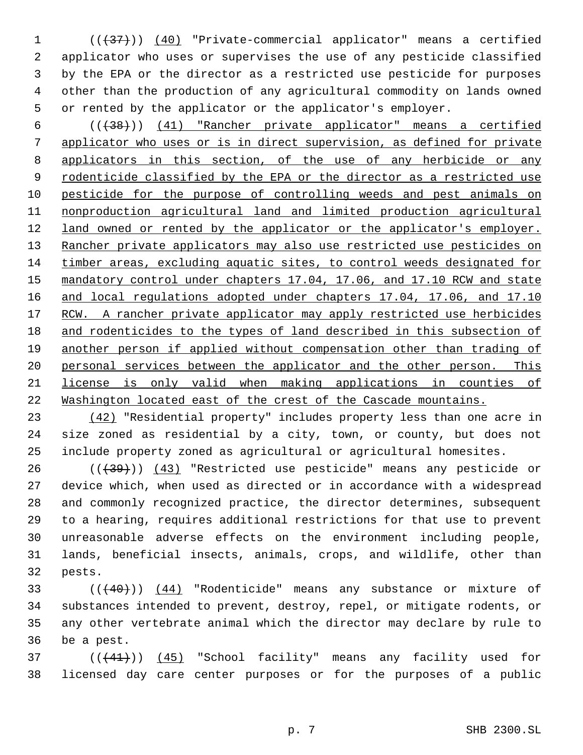(((37))) (40) "Private-commercial applicator" means a certified applicator who uses or supervises the use of any pesticide classified by the EPA or the director as a restricted use pesticide for purposes other than the production of any agricultural commodity on lands owned or rented by the applicator or the applicator's employer.

(((38))) (41) "Rancher private applicator" means a certified applicator who uses or is in direct supervision, as defined for private applicators in this section, of the use of any herbicide or any rodenticide classified by the EPA or the director as a restricted use pesticide for the purpose of controlling weeds and pest animals on nonproduction agricultural land and limited production agricultural land owned or rented by the applicator or the applicator's employer. Rancher private applicators may also use restricted use pesticides on timber areas, excluding aquatic sites, to control weeds designated for mandatory control under chapters 17.04, 17.06, and 17.10 RCW and state and local regulations adopted under chapters 17.04, 17.06, and 17.10 RCW. A rancher private applicator may apply restricted use herbicides and rodenticides to the types of land described in this subsection of another person if applied without compensation other than trading of personal services between the applicator and the other person. This license is only valid when making applications in counties of Washington located east of the crest of the Cascade mountains.

(42) "Residential property" includes property less than one acre in size zoned as residential by a city, town, or county, but does not include property zoned as agricultural or agricultural homesites.

(((39))) (43) "Restricted use pesticide" means any pesticide or device which, when used as directed or in accordance with a widespread and commonly recognized practice, the director determines, subsequent to a hearing, requires additional restrictions for that use to prevent unreasonable adverse effects on the environment including people, lands, beneficial insects, animals, crops, and wildlife, other than pests.

(((40))) (44) "Rodenticide" means any substance or mixture of substances intended to prevent, destroy, repel, or mitigate rodents, or any other vertebrate animal which the director may declare by rule to be a pest.

(((41))) (45) "School facility" means any facility used for licensed day care center purposes or for the purposes of a public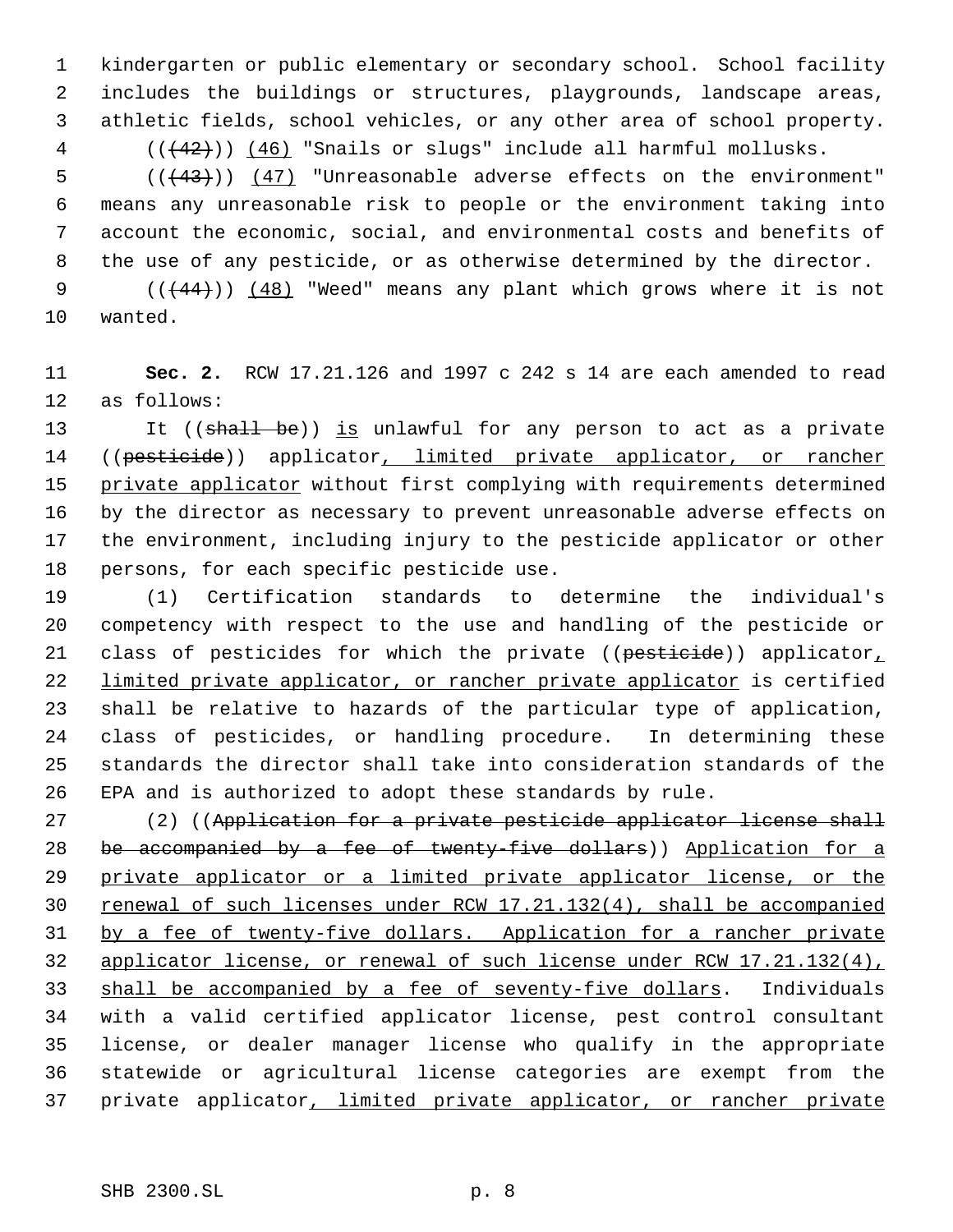kindergarten or public elementary or secondary school. School facility includes the buildings or structures, playgrounds, landscape areas, athletic fields, school vehicles, or any other area of school property.

(((42))) (46) "Snails or slugs" include all harmful mollusks.

(((43))) (47) "Unreasonable adverse effects on the environment" means any unreasonable risk to people or the environment taking into account the economic, social, and environmental costs and benefits of the use of any pesticide, or as otherwise determined by the director.

(((44))) (48) "Weed" means any plant which grows where it is not wanted.

**Sec. 2.** RCW 17.21.126 and 1997 c 242 s 14 are each amended to read as follows:

It ((~~shall be~~)) is unlawful for any person to act as a private ((~~pesticide~~)) applicator, limited private applicator, or rancher private applicator without first complying with requirements determined by the director as necessary to prevent unreasonable adverse effects on the environment, including injury to the pesticide applicator or other persons, for each specific pesticide use.

(1) Certification standards to determine the individual's competency with respect to the use and handling of the pesticide or class of pesticides for which the private ((~~pesticide~~)) applicator, limited private applicator, or rancher private applicator is certified shall be relative to hazards of the particular type of application, class of pesticides, or handling procedure. In determining these standards the director shall take into consideration standards of the EPA and is authorized to adopt these standards by rule.

(2) ((~~Application for a private pesticide applicator license shall be accompanied by a fee of twenty-five dollars~~)) Application for a private applicator or a limited private applicator license, or the renewal of such licenses under RCW 17.21.132(4), shall be accompanied by a fee of twenty-five dollars. Application for a rancher private applicator license, or renewal of such license under RCW 17.21.132(4), shall be accompanied by a fee of seventy-five dollars. Individuals with a valid certified applicator license, pest control consultant license, or dealer manager license who qualify in the appropriate statewide or agricultural license categories are exempt from the private applicator, limited private applicator, or rancher private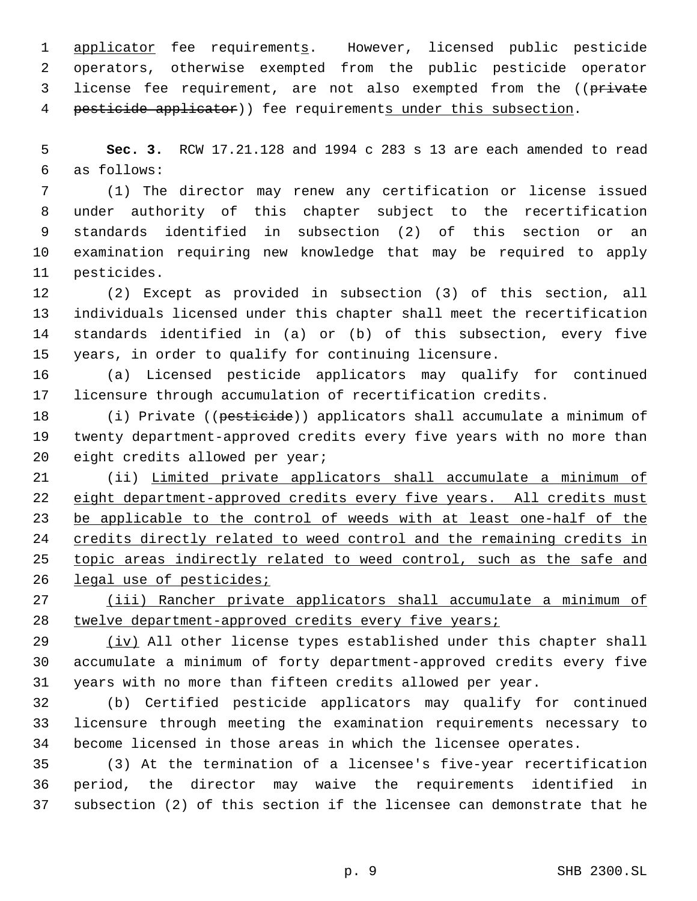applicator fee requirements. However, licensed public pesticide operators, otherwise exempted from the public pesticide operator license fee requirement, are not also exempted from the ((~~private pesticide applicator~~)) fee requirements under this subsection.

**Sec. 3.** RCW 17.21.128 and 1994 c 283 s 13 are each amended to read as follows:

(1) The director may renew any certification or license issued under authority of this chapter subject to the recertification standards identified in subsection (2) of this section or an examination requiring new knowledge that may be required to apply pesticides.

(2) Except as provided in subsection (3) of this section, all individuals licensed under this chapter shall meet the recertification standards identified in (a) or (b) of this subsection, every five years, in order to qualify for continuing licensure.

(a) Licensed pesticide applicators may qualify for continued licensure through accumulation of recertification credits.

(i) Private ((~~pesticide~~)) applicators shall accumulate a minimum of twenty department-approved credits every five years with no more than eight credits allowed per year;

(ii) Limited private applicators shall accumulate a minimum of eight department-approved credits every five years. All credits must be applicable to the control of weeds with at least one-half of the credits directly related to weed control and the remaining credits in topic areas indirectly related to weed control, such as the safe and legal use of pesticides;

(iii) Rancher private applicators shall accumulate a minimum of twelve department-approved credits every five years;

(iv) All other license types established under this chapter shall accumulate a minimum of forty department-approved credits every five years with no more than fifteen credits allowed per year.

(b) Certified pesticide applicators may qualify for continued licensure through meeting the examination requirements necessary to become licensed in those areas in which the licensee operates.

(3) At the termination of a licensee's five-year recertification period, the director may waive the requirements identified in subsection (2) of this section if the licensee can demonstrate that he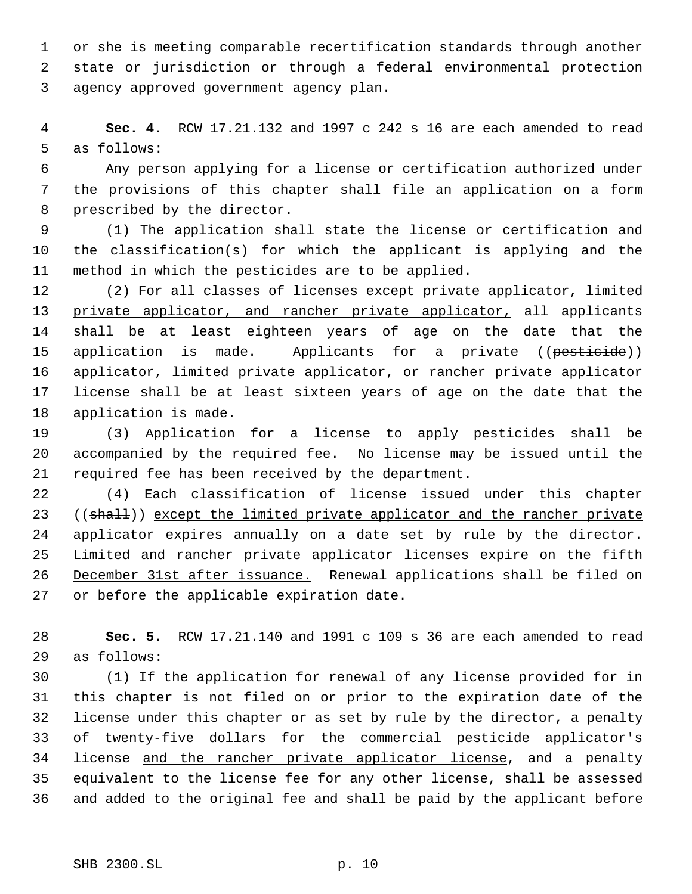or she is meeting comparable recertification standards through another state or jurisdiction or through a federal environmental protection agency approved government agency plan.

**Sec. 4.** RCW 17.21.132 and 1997 c 242 s 16 are each amended to read as follows:

Any person applying for a license or certification authorized under the provisions of this chapter shall file an application on a form prescribed by the director.

(1) The application shall state the license or certification and the classification(s) for which the applicant is applying and the method in which the pesticides are to be applied.

(2) For all classes of licenses except private applicator, limited private applicator, and rancher private applicator, all applicants shall be at least eighteen years of age on the date that the application is made. Applicants for a private ((pesticide)) applicator, limited private applicator, or rancher private applicator license shall be at least sixteen years of age on the date that the application is made.

(3) Application for a license to apply pesticides shall be accompanied by the required fee. No license may be issued until the required fee has been received by the department.

(4) Each classification of license issued under this chapter ((shall)) except the limited private applicator and the rancher private applicator expires annually on a date set by rule by the director. Limited and rancher private applicator licenses expire on the fifth December 31st after issuance. Renewal applications shall be filed on or before the applicable expiration date.

**Sec. 5.** RCW 17.21.140 and 1991 c 109 s 36 are each amended to read as follows:

(1) If the application for renewal of any license provided for in this chapter is not filed on or prior to the expiration date of the license under this chapter or as set by rule by the director, a penalty of twenty-five dollars for the commercial pesticide applicator's license and the rancher private applicator license, and a penalty equivalent to the license fee for any other license, shall be assessed and added to the original fee and shall be paid by the applicant before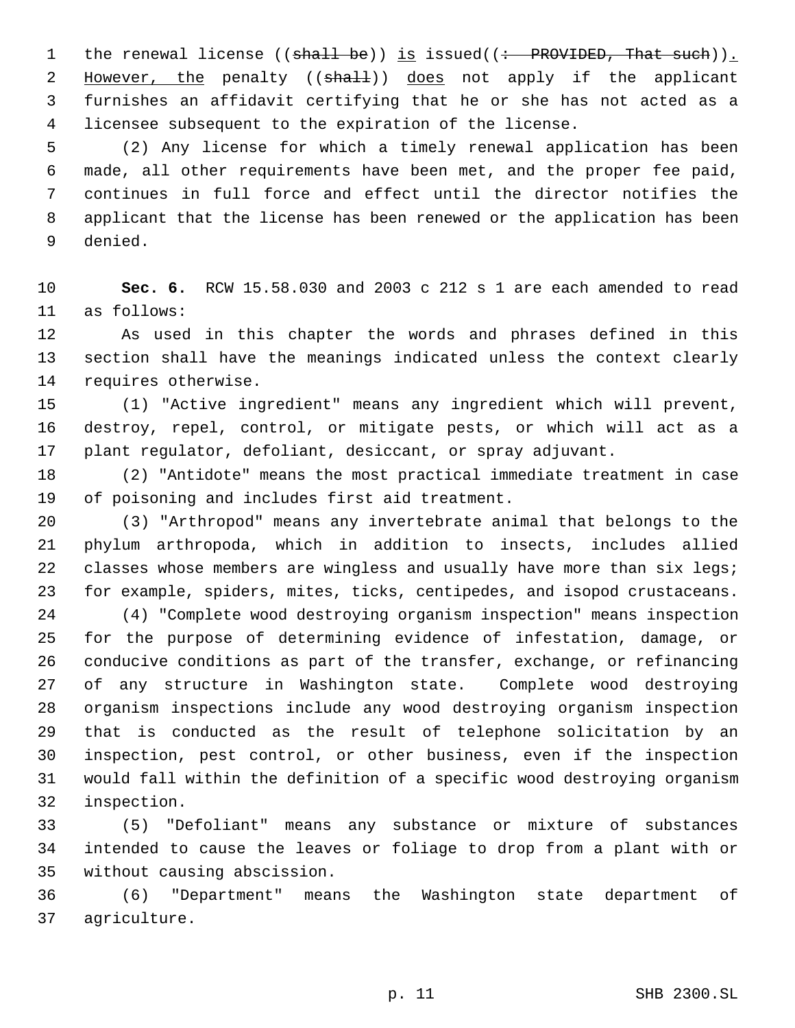the renewal license ((~~shall be~~)) is issued((~~: PROVIDED, That such~~)). However, the penalty ((~~shall~~)) does not apply if the applicant furnishes an affidavit certifying that he or she has not acted as a licensee subsequent to the expiration of the license.

(2) Any license for which a timely renewal application has been made, all other requirements have been met, and the proper fee paid, continues in full force and effect until the director notifies the applicant that the license has been renewed or the application has been denied.

**Sec. 6.** RCW 15.58.030 and 2003 c 212 s 1 are each amended to read as follows:

As used in this chapter the words and phrases defined in this section shall have the meanings indicated unless the context clearly requires otherwise.

(1) "Active ingredient" means any ingredient which will prevent, destroy, repel, control, or mitigate pests, or which will act as a plant regulator, defoliant, desiccant, or spray adjuvant.

(2) "Antidote" means the most practical immediate treatment in case of poisoning and includes first aid treatment.

(3) "Arthropod" means any invertebrate animal that belongs to the phylum arthropoda, which in addition to insects, includes allied classes whose members are wingless and usually have more than six legs; for example, spiders, mites, ticks, centipedes, and isopod crustaceans.

(4) "Complete wood destroying organism inspection" means inspection for the purpose of determining evidence of infestation, damage, or conducive conditions as part of the transfer, exchange, or refinancing of any structure in Washington state. Complete wood destroying organism inspections include any wood destroying organism inspection that is conducted as the result of telephone solicitation by an inspection, pest control, or other business, even if the inspection would fall within the definition of a specific wood destroying organism inspection.

(5) "Defoliant" means any substance or mixture of substances intended to cause the leaves or foliage to drop from a plant with or without causing abscission.

(6) "Department" means the Washington state department of agriculture.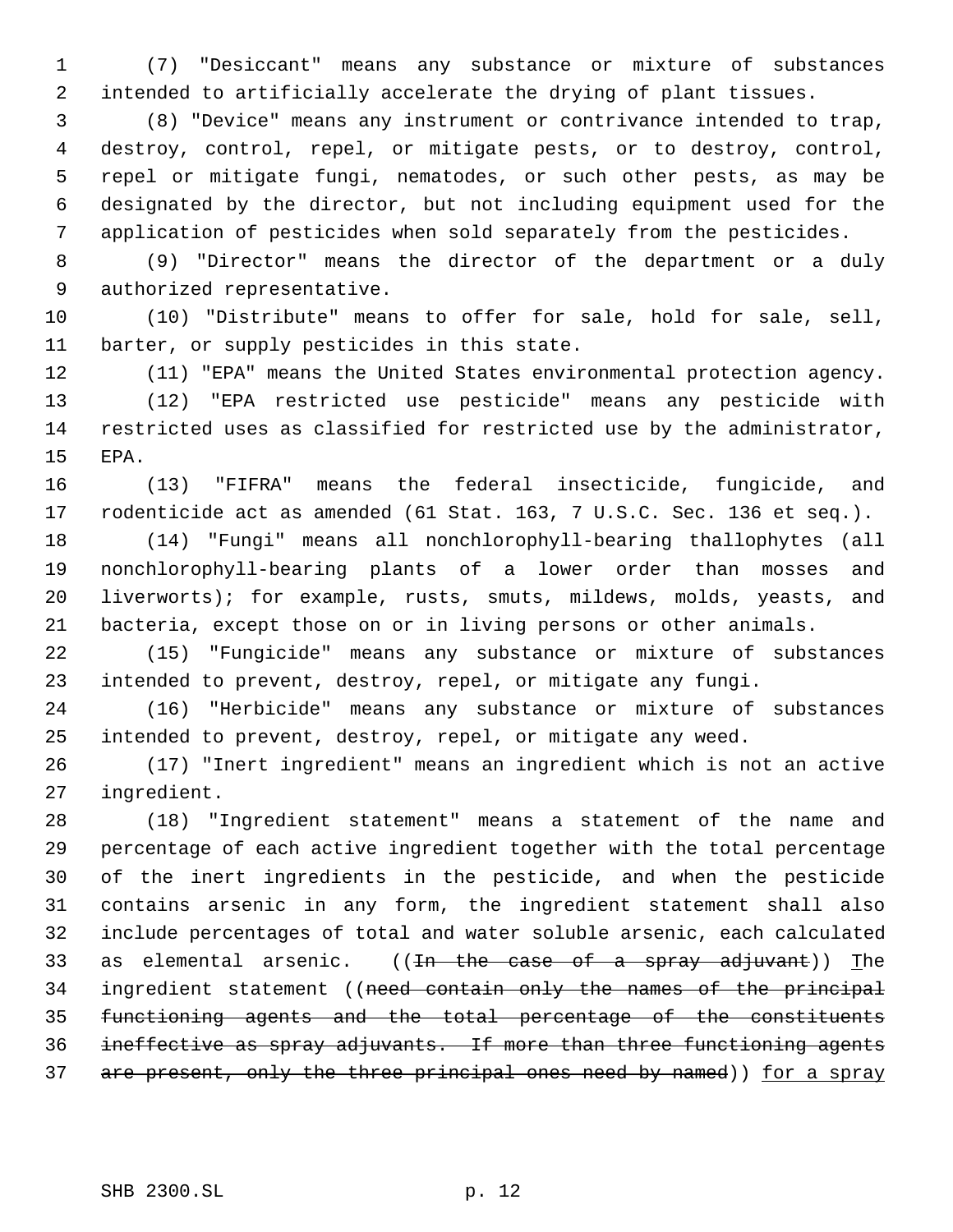(7) "Desiccant" means any substance or mixture of substances intended to artificially accelerate the drying of plant tissues.

(8) "Device" means any instrument or contrivance intended to trap, destroy, control, repel, or mitigate pests, or to destroy, control, repel or mitigate fungi, nematodes, or such other pests, as may be designated by the director, but not including equipment used for the application of pesticides when sold separately from the pesticides.

(9) "Director" means the director of the department or a duly authorized representative.

(10) "Distribute" means to offer for sale, hold for sale, sell, barter, or supply pesticides in this state.

(11) "EPA" means the United States environmental protection agency.

(12) "EPA restricted use pesticide" means any pesticide with restricted uses as classified for restricted use by the administrator, EPA.

(13) "FIFRA" means the federal insecticide, fungicide, and rodenticide act as amended (61 Stat. 163, 7 U.S.C. Sec. 136 et seq.).

(14) "Fungi" means all nonchlorophyll-bearing thallophytes (all nonchlorophyll-bearing plants of a lower order than mosses and liverworts); for example, rusts, smuts, mildews, molds, yeasts, and bacteria, except those on or in living persons or other animals.

(15) "Fungicide" means any substance or mixture of substances intended to prevent, destroy, repel, or mitigate any fungi.

(16) "Herbicide" means any substance or mixture of substances intended to prevent, destroy, repel, or mitigate any weed.

(17) "Inert ingredient" means an ingredient which is not an active ingredient.

(18) "Ingredient statement" means a statement of the name and percentage of each active ingredient together with the total percentage of the inert ingredients in the pesticide, and when the pesticide contains arsenic in any form, the ingredient statement shall also include percentages of total and water soluble arsenic, each calculated as elemental arsenic. ((~~In the case of a spray adjuvant~~)) The ingredient statement ((~~need contain only the names of the principal functioning agents and the total percentage of the constituents ineffective as spray adjuvants. If more than three functioning agents are present, only the three principal ones need by named~~)) for a spray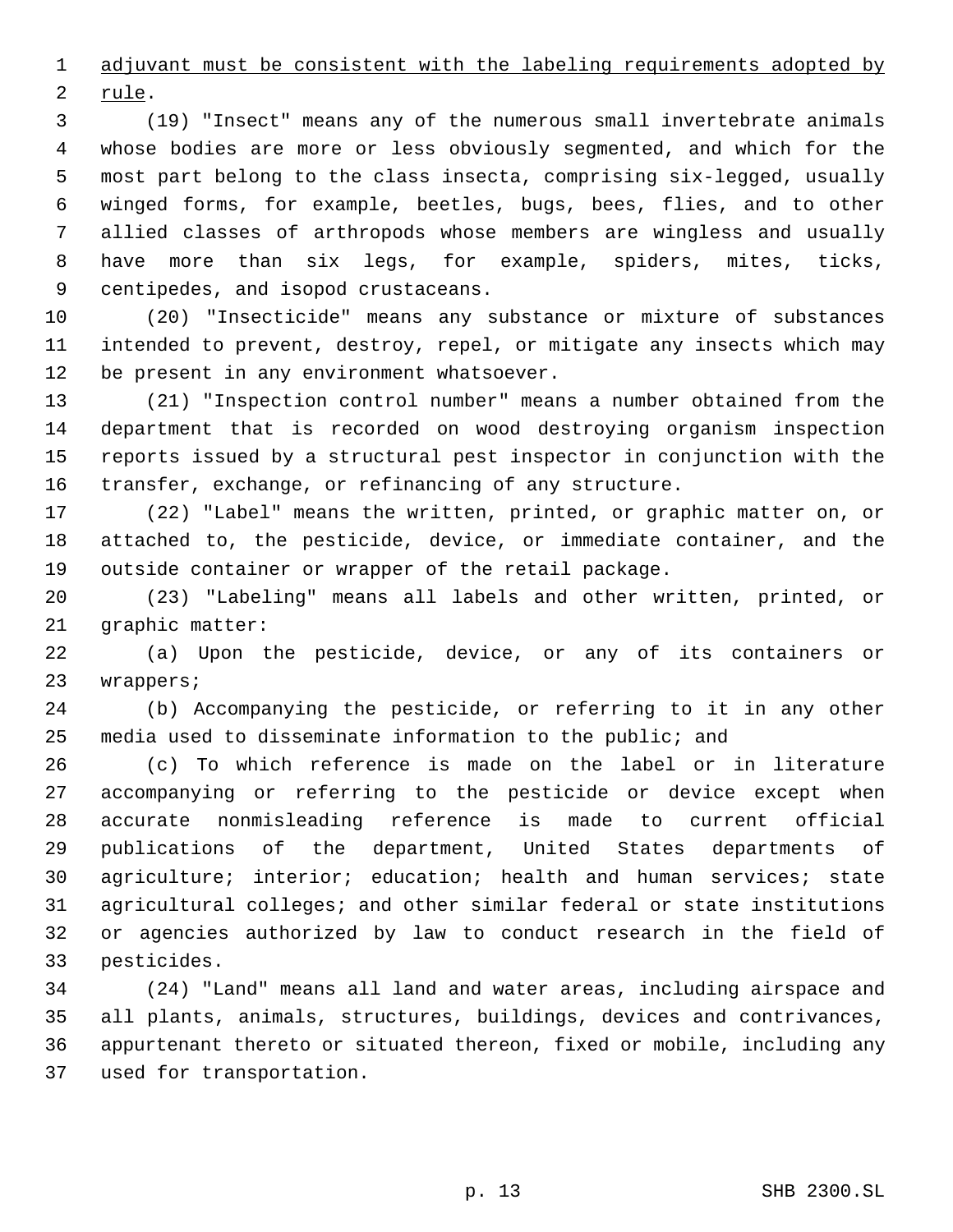adjuvant must be consistent with the labeling requirements adopted by rule.

(19) "Insect" means any of the numerous small invertebrate animals whose bodies are more or less obviously segmented, and which for the most part belong to the class insecta, comprising six-legged, usually winged forms, for example, beetles, bugs, bees, flies, and to other allied classes of arthropods whose members are wingless and usually have more than six legs, for example, spiders, mites, ticks, centipedes, and isopod crustaceans.

(20) "Insecticide" means any substance or mixture of substances intended to prevent, destroy, repel, or mitigate any insects which may be present in any environment whatsoever.

(21) "Inspection control number" means a number obtained from the department that is recorded on wood destroying organism inspection reports issued by a structural pest inspector in conjunction with the transfer, exchange, or refinancing of any structure.

(22) "Label" means the written, printed, or graphic matter on, or attached to, the pesticide, device, or immediate container, and the outside container or wrapper of the retail package.

(23) "Labeling" means all labels and other written, printed, or graphic matter:

(a) Upon the pesticide, device, or any of its containers or wrappers;

(b) Accompanying the pesticide, or referring to it in any other media used to disseminate information to the public; and

(c) To which reference is made on the label or in literature accompanying or referring to the pesticide or device except when accurate nonmisleading reference is made to current official publications of the department, United States departments of agriculture; interior; education; health and human services; state agricultural colleges; and other similar federal or state institutions or agencies authorized by law to conduct research in the field of pesticides.

(24) "Land" means all land and water areas, including airspace and all plants, animals, structures, buildings, devices and contrivances, appurtenant thereto or situated thereon, fixed or mobile, including any used for transportation.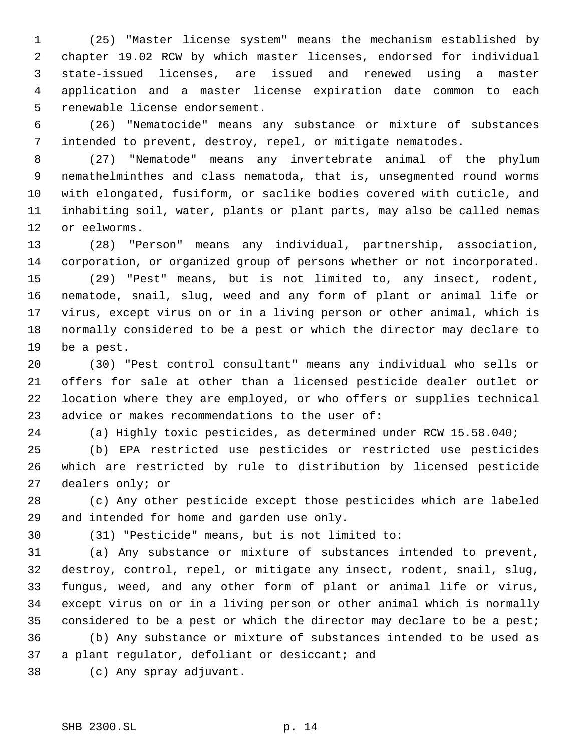(25) "Master license system" means the mechanism established by chapter 19.02 RCW by which master licenses, endorsed for individual state-issued licenses, are issued and renewed using a master application and a master license expiration date common to each renewable license endorsement.

(26) "Nematocide" means any substance or mixture of substances intended to prevent, destroy, repel, or mitigate nematodes.

(27) "Nematode" means any invertebrate animal of the phylum nemathelminthes and class nematoda, that is, unsegmented round worms with elongated, fusiform, or saclike bodies covered with cuticle, and inhabiting soil, water, plants or plant parts, may also be called nemas or eelworms.

(28) "Person" means any individual, partnership, association, corporation, or organized group of persons whether or not incorporated.

(29) "Pest" means, but is not limited to, any insect, rodent, nematode, snail, slug, weed and any form of plant or animal life or virus, except virus on or in a living person or other animal, which is normally considered to be a pest or which the director may declare to be a pest.

(30) "Pest control consultant" means any individual who sells or offers for sale at other than a licensed pesticide dealer outlet or location where they are employed, or who offers or supplies technical advice or makes recommendations to the user of:

(a) Highly toxic pesticides, as determined under RCW 15.58.040;

(b) EPA restricted use pesticides or restricted use pesticides which are restricted by rule to distribution by licensed pesticide dealers only; or

(c) Any other pesticide except those pesticides which are labeled and intended for home and garden use only.

(31) "Pesticide" means, but is not limited to:

(a) Any substance or mixture of substances intended to prevent, destroy, control, repel, or mitigate any insect, rodent, snail, slug, fungus, weed, and any other form of plant or animal life or virus, except virus on or in a living person or other animal which is normally considered to be a pest or which the director may declare to be a pest;

(b) Any substance or mixture of substances intended to be used as a plant regulator, defoliant or desiccant; and

(c) Any spray adjuvant.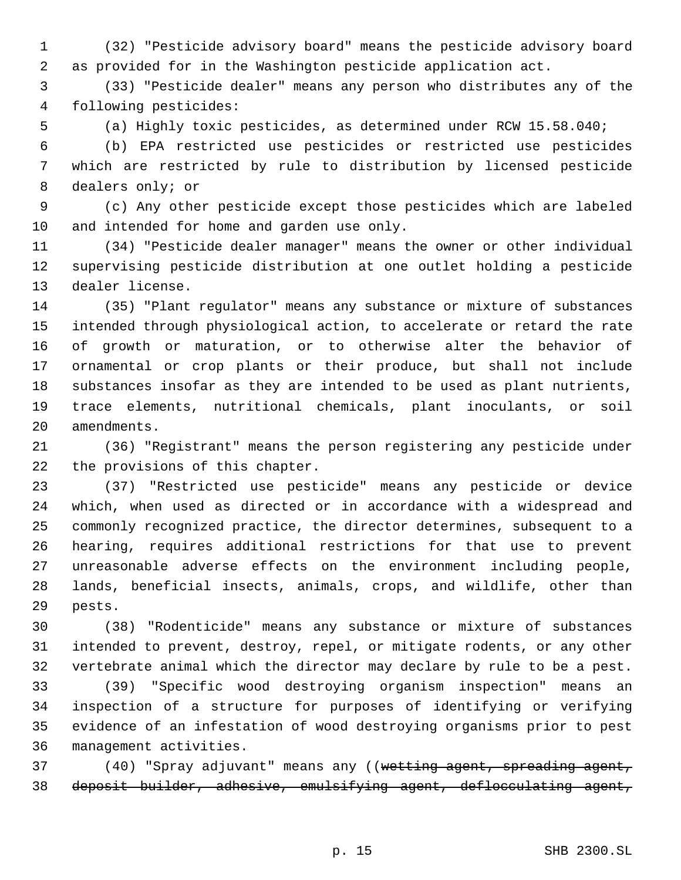(32) "Pesticide advisory board" means the pesticide advisory board as provided for in the Washington pesticide application act.

(33) "Pesticide dealer" means any person who distributes any of the following pesticides:

(a) Highly toxic pesticides, as determined under RCW 15.58.040;

(b) EPA restricted use pesticides or restricted use pesticides which are restricted by rule to distribution by licensed pesticide dealers only; or

(c) Any other pesticide except those pesticides which are labeled and intended for home and garden use only.

(34) "Pesticide dealer manager" means the owner or other individual supervising pesticide distribution at one outlet holding a pesticide dealer license.

(35) "Plant regulator" means any substance or mixture of substances intended through physiological action, to accelerate or retard the rate of growth or maturation, or to otherwise alter the behavior of ornamental or crop plants or their produce, but shall not include substances insofar as they are intended to be used as plant nutrients, trace elements, nutritional chemicals, plant inoculants, or soil amendments.

(36) "Registrant" means the person registering any pesticide under the provisions of this chapter.

(37) "Restricted use pesticide" means any pesticide or device which, when used as directed or in accordance with a widespread and commonly recognized practice, the director determines, subsequent to a hearing, requires additional restrictions for that use to prevent unreasonable adverse effects on the environment including people, lands, beneficial insects, animals, crops, and wildlife, other than pests.

(38) "Rodenticide" means any substance or mixture of substances intended to prevent, destroy, repel, or mitigate rodents, or any other vertebrate animal which the director may declare by rule to be a pest.

(39) "Specific wood destroying organism inspection" means an inspection of a structure for purposes of identifying or verifying evidence of an infestation of wood destroying organisms prior to pest management activities.

(40) "Spray adjuvant" means any ((~~wetting agent, spreading agent, deposit builder, adhesive, emulsifying agent, deflocculating agent,~~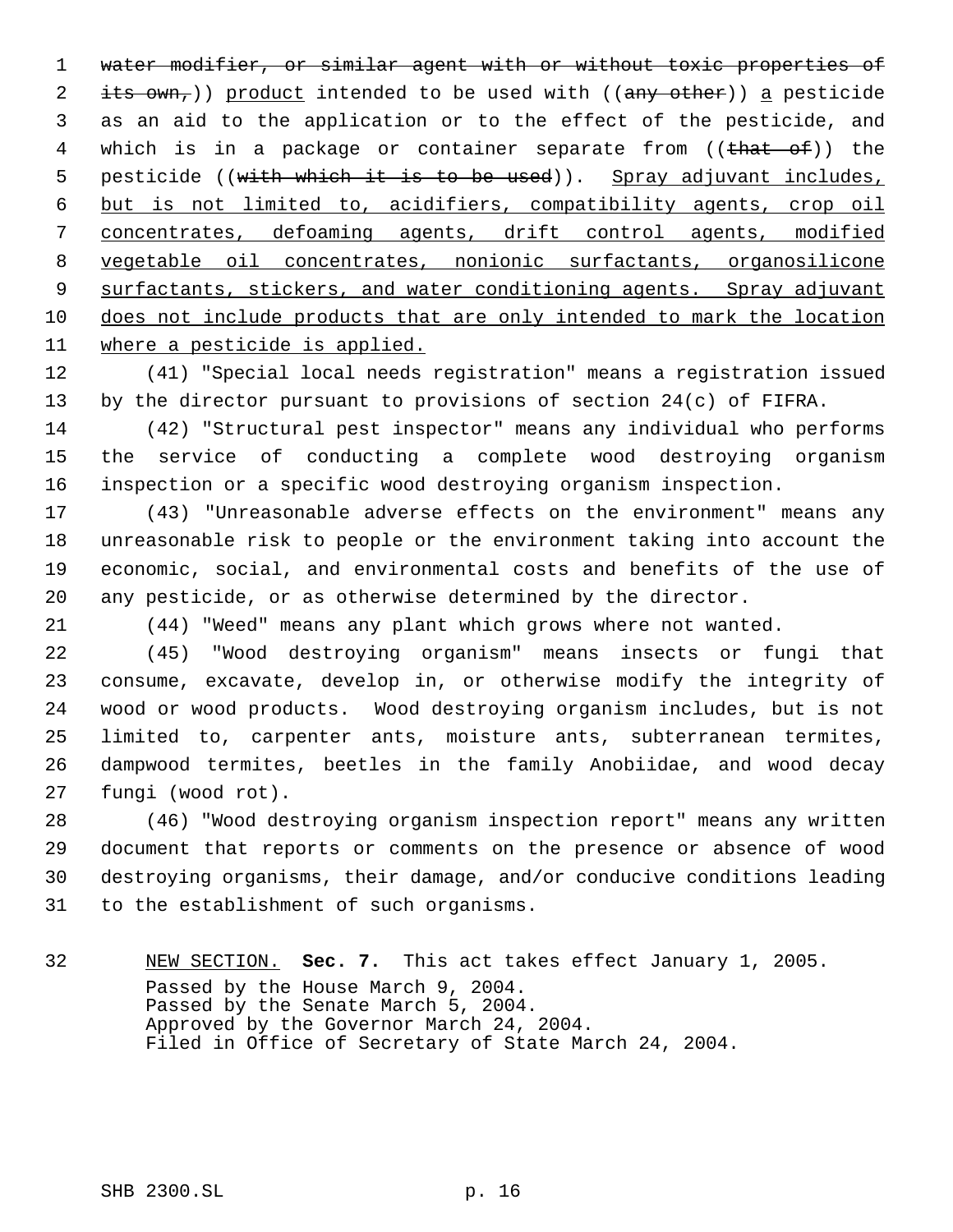~~water modifier, or similar agent with or without toxic properties of its own,~~)) product intended to be used with ((~~any other~~)) a pesticide as an aid to the application or to the effect of the pesticide, and which is in a package or container separate from ((~~that of~~)) the pesticide ((~~with which it is to be used~~)). Spray adjuvant includes, but is not limited to, acidifiers, compatibility agents, crop oil concentrates, defoaming agents, drift control agents, modified vegetable oil concentrates, nonionic surfactants, organosilicone surfactants, stickers, and water conditioning agents. Spray adjuvant does not include products that are only intended to mark the location where a pesticide is applied.

(41) "Special local needs registration" means a registration issued by the director pursuant to provisions of section 24(c) of FIFRA.

(42) "Structural pest inspector" means any individual who performs the service of conducting a complete wood destroying organism inspection or a specific wood destroying organism inspection.

(43) "Unreasonable adverse effects on the environment" means any unreasonable risk to people or the environment taking into account the economic, social, and environmental costs and benefits of the use of any pesticide, or as otherwise determined by the director.

(44) "Weed" means any plant which grows where not wanted.

(45) "Wood destroying organism" means insects or fungi that consume, excavate, develop in, or otherwise modify the integrity of wood or wood products. Wood destroying organism includes, but is not limited to, carpenter ants, moisture ants, subterranean termites, dampwood termites, beetles in the family Anobiidae, and wood decay fungi (wood rot).

(46) "Wood destroying organism inspection report" means any written document that reports or comments on the presence or absence of wood destroying organisms, their damage, and/or conducive conditions leading to the establishment of such organisms.

NEW SECTION. **Sec. 7.** This act takes effect January 1, 2005.

Passed by the House March 9, 2004.
Passed by the Senate March 5, 2004.
Approved by the Governor March 24, 2004.
Filed in Office of Secretary of State March 24, 2004.